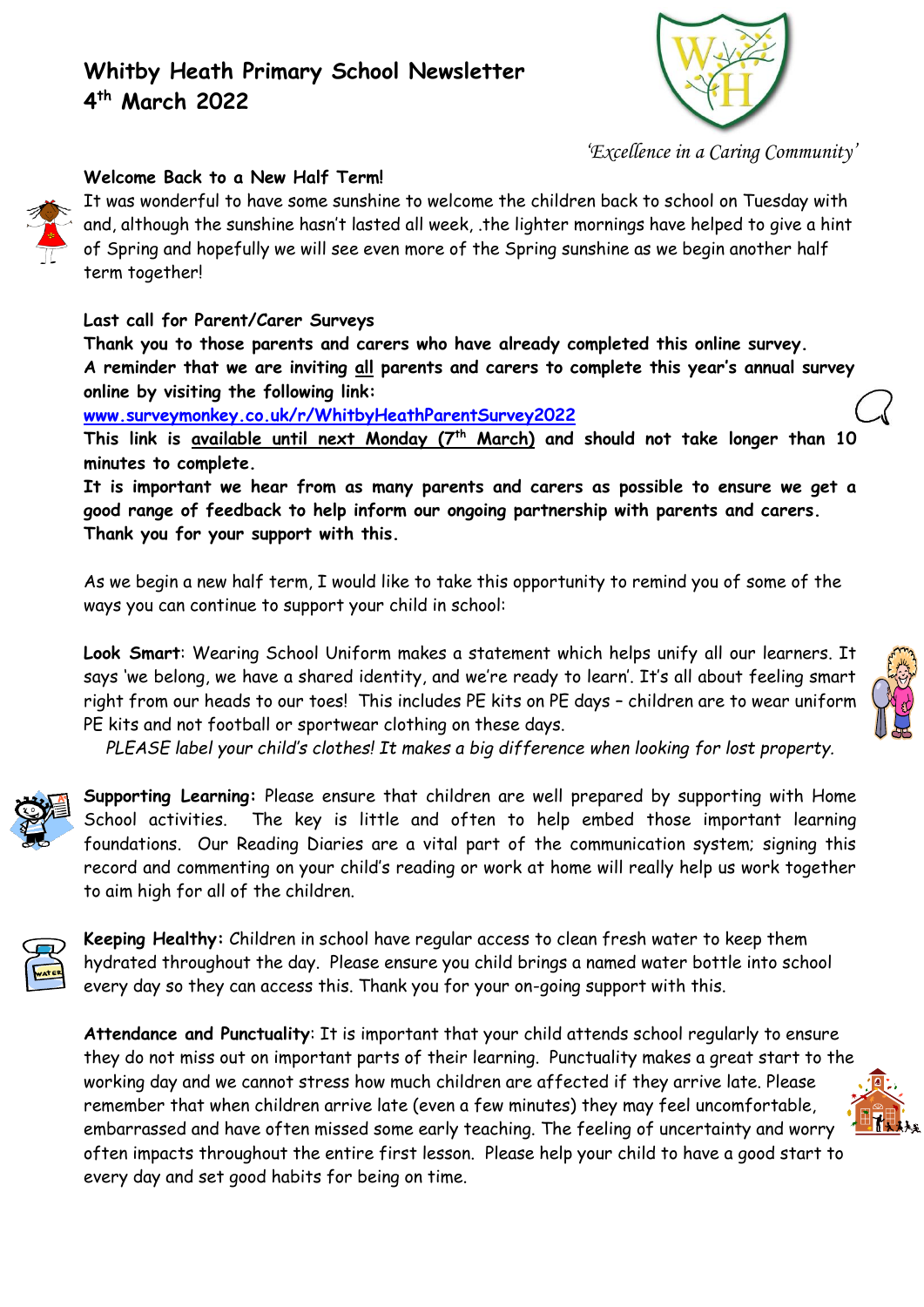# Whitby Heath Primary School Newsletter
# 4th March 2022

*'Excellence in a Caring Community'*

## Welcome Back to a New Half Term!

It was wonderful to have some sunshine to welcome the children back to school on Tuesday with and, although the sunshine hasn't lasted all week, .the lighter mornings have helped to give a hint of Spring and hopefully we will see even more of the Spring sunshine as we begin another half term together!

## Last call for Parent/Carer Surveys

**Thank you to those parents and carers who have already completed this online survey.**
**A reminder that we are inviting <u>all</u> parents and carers to complete this year's annual survey online by visiting the following link:**
**www.surveymonkey.co.uk/r/WhitbyHeathParentSurvey2022**
**This link is <u>available until next Monday (7th March)</u> and should not take longer than 10 minutes to complete.**
**It is important we hear from as many parents and carers as possible to ensure we get a good range of feedback to help inform our ongoing partnership with parents and carers.**
**Thank you for your support with this.**

As we begin a new half term, I would like to take this opportunity to remind you of some of the ways you can continue to support your child in school:

**Look Smart**: Wearing School Uniform makes a statement which helps unify all our learners. It says 'we belong, we have a shared identity, and we're ready to learn'. It's all about feeling smart right from our heads to our toes! This includes PE kits on PE days – children are to wear uniform PE kits and not football or sportwear clothing on these days.

*PLEASE label your child's clothes! It makes a big difference when looking for lost property.*

**Supporting Learning:** Please ensure that children are well prepared by supporting with Home School activities. The key is little and often to help embed those important learning foundations. Our Reading Diaries are a vital part of the communication system; signing this record and commenting on your child's reading or work at home will really help us work together to aim high for all of the children.

**Keeping Healthy:** Children in school have regular access to clean fresh water to keep them hydrated throughout the day. Please ensure you child brings a named water bottle into school every day so they can access this. Thank you for your on-going support with this.

**Attendance and Punctuality**: It is important that your child attends school regularly to ensure they do not miss out on important parts of their learning. Punctuality makes a great start to the working day and we cannot stress how much children are affected if they arrive late. Please remember that when children arrive late (even a few minutes) they may feel uncomfortable, embarrassed and have often missed some early teaching. The feeling of uncertainty and worry often impacts throughout the entire first lesson. Please help your child to have a good start to every day and set good habits for being on time.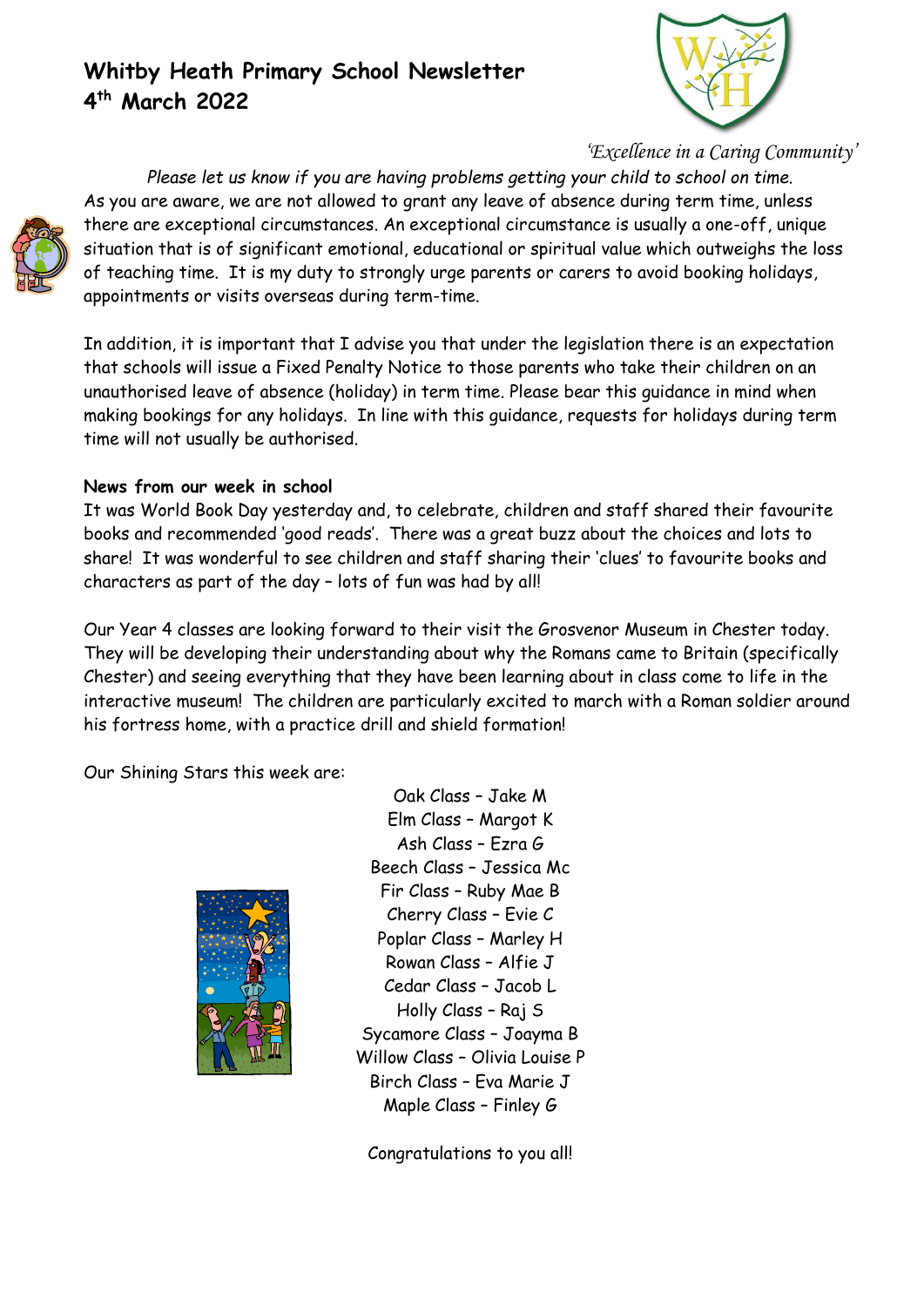# Whitby Heath Primary School Newsletter
# 4th March 2022

*'Excellence in a Caring Community'*

*Please let us know if you are having problems getting your child to school on time.*

As you are aware, we are not allowed to grant any leave of absence during term time, unless there are exceptional circumstances. An exceptional circumstance is usually a one-off, unique situation that is of significant emotional, educational or spiritual value which outweighs the loss of teaching time. It is my duty to strongly urge parents or carers to avoid booking holidays, appointments or visits overseas during term-time.

In addition, it is important that I advise you that under the legislation there is an expectation that schools will issue a Fixed Penalty Notice to those parents who take their children on an unauthorised leave of absence (holiday) in term time. Please bear this guidance in mind when making bookings for any holidays. In line with this guidance, requests for holidays during term time will not usually be authorised.

**News from our week in school**

It was World Book Day yesterday and, to celebrate, children and staff shared their favourite books and recommended 'good reads'. There was a great buzz about the choices and lots to share! It was wonderful to see children and staff sharing their 'clues' to favourite books and characters as part of the day – lots of fun was had by all!

Our Year 4 classes are looking forward to their visit the Grosvenor Museum in Chester today. They will be developing their understanding about why the Romans came to Britain (specifically Chester) and seeing everything that they have been learning about in class come to life in the interactive museum! The children are particularly excited to march with a Roman soldier around his fortress home, with a practice drill and shield formation!

Our Shining Stars this week are:

Oak Class – Jake M
Elm Class – Margot K
Ash Class – Ezra G
Beech Class – Jessica Mc
Fir Class – Ruby Mae B
Cherry Class – Evie C
Poplar Class – Marley H
Rowan Class – Alfie J
Cedar Class – Jacob L
Holly Class – Raj S
Sycamore Class – Joayma B
Willow Class – Olivia Louise P
Birch Class – Eva Marie J
Maple Class – Finley G

Congratulations to you all!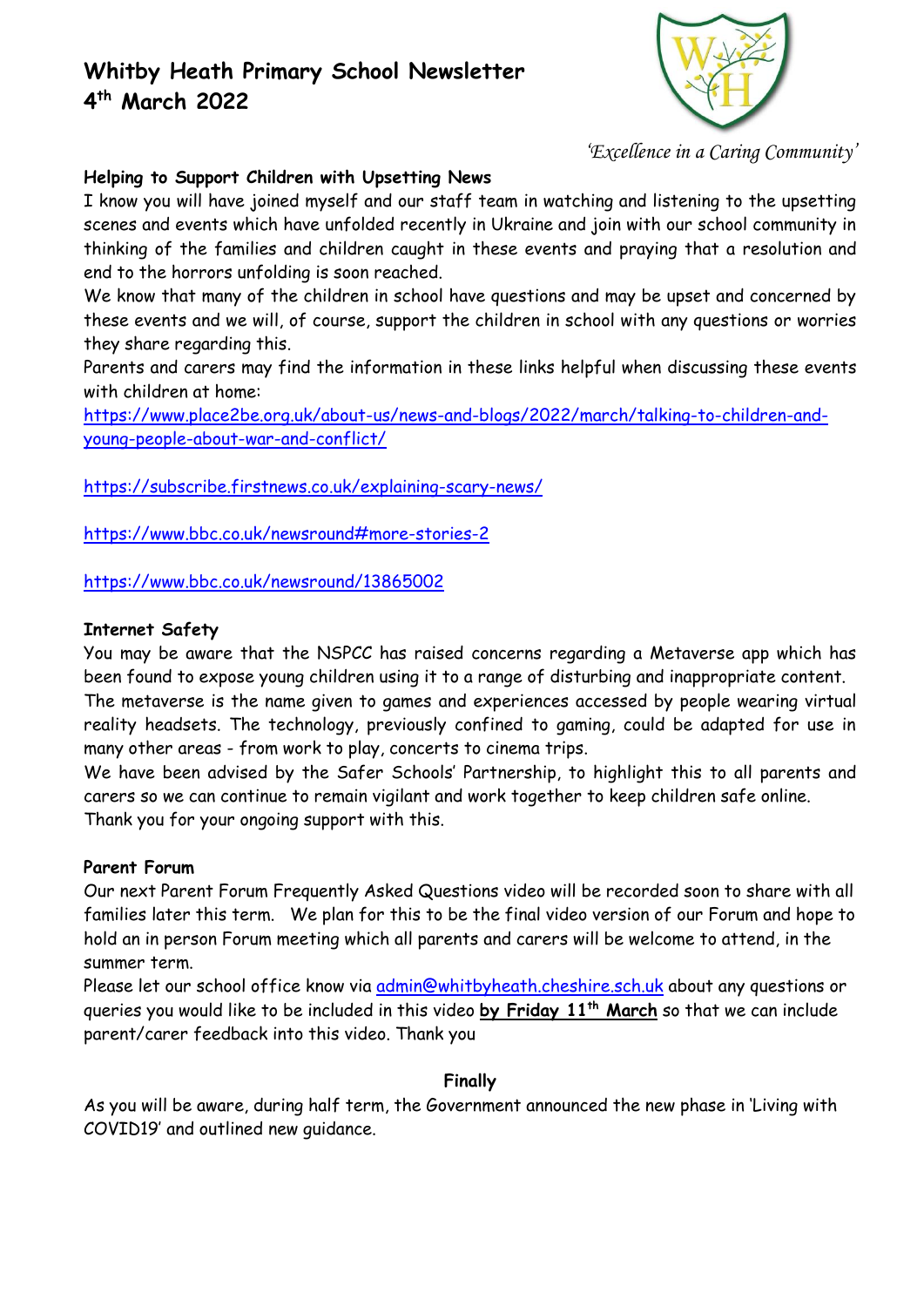# Whitby Heath Primary School Newsletter
# 4th March 2022

*'Excellence in a Caring Community'*

**Helping to Support Children with Upsetting News**

I know you will have joined myself and our staff team in watching and listening to the upsetting scenes and events which have unfolded recently in Ukraine and join with our school community in thinking of the families and children caught in these events and praying that a resolution and end to the horrors unfolding is soon reached.

We know that many of the children in school have questions and may be upset and concerned by these events and we will, of course, support the children in school with any questions or worries they share regarding this.

Parents and carers may find the information in these links helpful when discussing these events with children at home:

https://www.place2be.org.uk/about-us/news-and-blogs/2022/march/talking-to-children-and-young-people-about-war-and-conflict/

https://subscribe.firstnews.co.uk/explaining-scary-news/

https://www.bbc.co.uk/newsround#more-stories-2

https://www.bbc.co.uk/newsround/13865002

**Internet Safety**

You may be aware that the NSPCC has raised concerns regarding a Metaverse app which has been found to expose young children using it to a range of disturbing and inappropriate content. The metaverse is the name given to games and experiences accessed by people wearing virtual reality headsets. The technology, previously confined to gaming, could be adapted for use in many other areas - from work to play, concerts to cinema trips.

We have been advised by the Safer Schools' Partnership, to highlight this to all parents and carers so we can continue to remain vigilant and work together to keep children safe online.

Thank you for your ongoing support with this.

**Parent Forum**

Our next Parent Forum Frequently Asked Questions video will be recorded soon to share with all families later this term. We plan for this to be the final video version of our Forum and hope to hold an in person Forum meeting which all parents and carers will be welcome to attend, in the summer term.

Please let our school office know via admin@whitbyheath.cheshire.sch.uk about any questions or queries you would like to be included in this video **by Friday 11th March** so that we can include parent/carer feedback into this video. Thank you

**Finally**

As you will be aware, during half term, the Government announced the new phase in 'Living with COVID19' and outlined new guidance.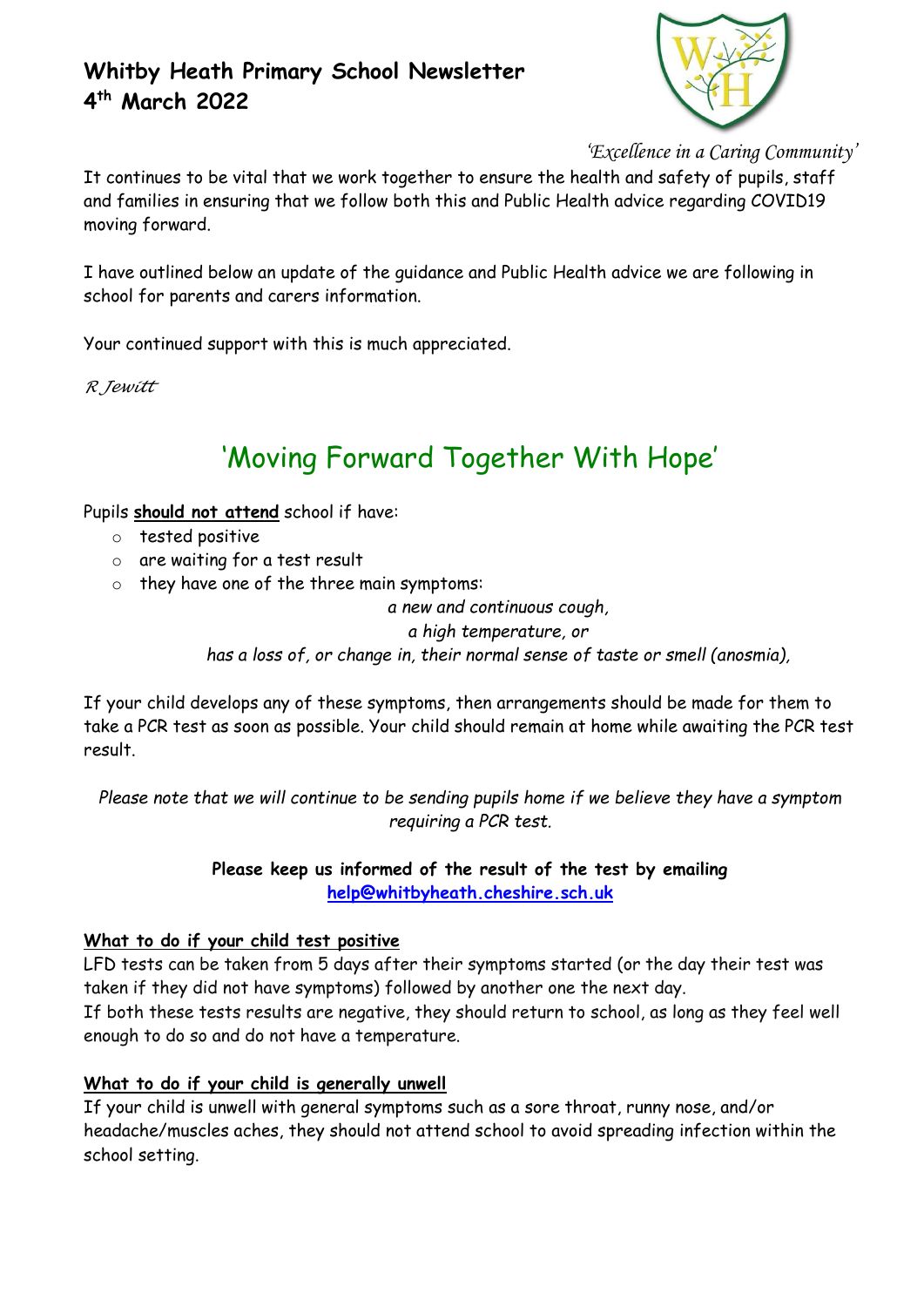# Whitby Heath Primary School Newsletter
# 4th March 2022

*'Excellence in a Caring Community'*

It continues to be vital that we work together to ensure the health and safety of pupils, staff and families in ensuring that we follow both this and Public Health advice regarding COVID19 moving forward.

I have outlined below an update of the guidance and Public Health advice we are following in school for parents and carers information.

Your continued support with this is much appreciated.

*R Jewitt*

## 'Moving Forward Together With Hope'

Pupils **should not attend** school if have:

- tested positive
- are waiting for a test result
- they have one of the three main symptoms:

*a new and continuous cough,*
*a high temperature, or*
*has a loss of, or change in, their normal sense of taste or smell (anosmia),*

If your child develops any of these symptoms, then arrangements should be made for them to take a PCR test as soon as possible. Your child should remain at home while awaiting the PCR test result.

*Please note that we will continue to be sending pupils home if we believe they have a symptom requiring a PCR test.*

**Please keep us informed of the result of the test by emailing [help@whitbyheath.cheshire.sch.uk](mailto:help@whitbyheath.cheshire.sch.uk)**

### What to do if your child test positive

LFD tests can be taken from 5 days after their symptoms started (or the day their test was taken if they did not have symptoms) followed by another one the next day.
If both these tests results are negative, they should return to school, as long as they feel well enough to do so and do not have a temperature.

### What to do if your child is generally unwell

If your child is unwell with general symptoms such as a sore throat, runny nose, and/or headache/muscles aches, they should not attend school to avoid spreading infection within the school setting.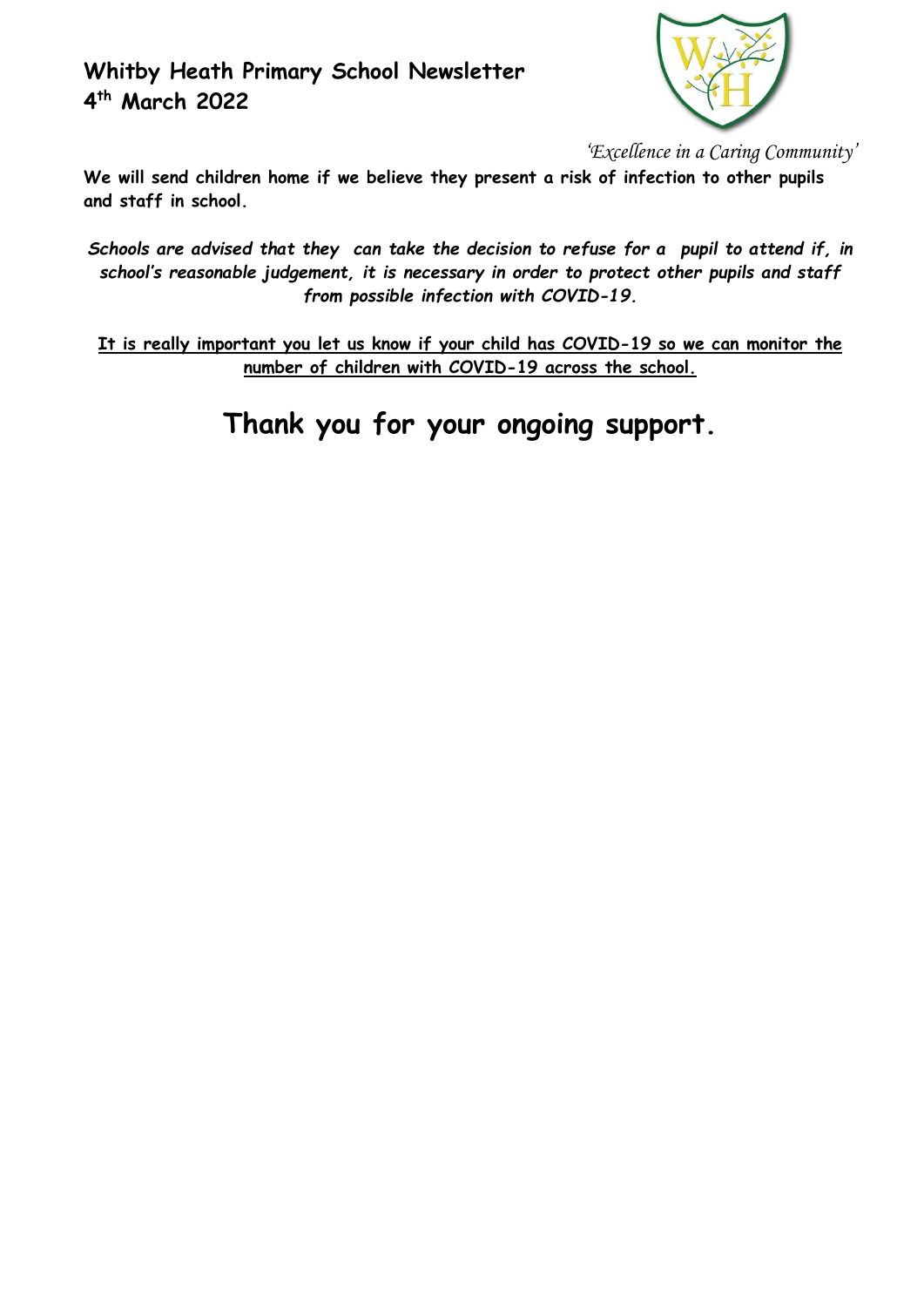**We will send children home if we believe they present a risk of infection to other pupils and staff in school.**

***Schools are advised that they can take the decision to refuse for a pupil to attend if, in school's reasonable judgement, it is necessary in order to protect other pupils and staff from possible infection with COVID-19.***

<u>**It is really important you let us know if your child has COVID-19 so we can monitor the number of children with COVID-19 across the school.**</u>

# Thank you for your ongoing support.